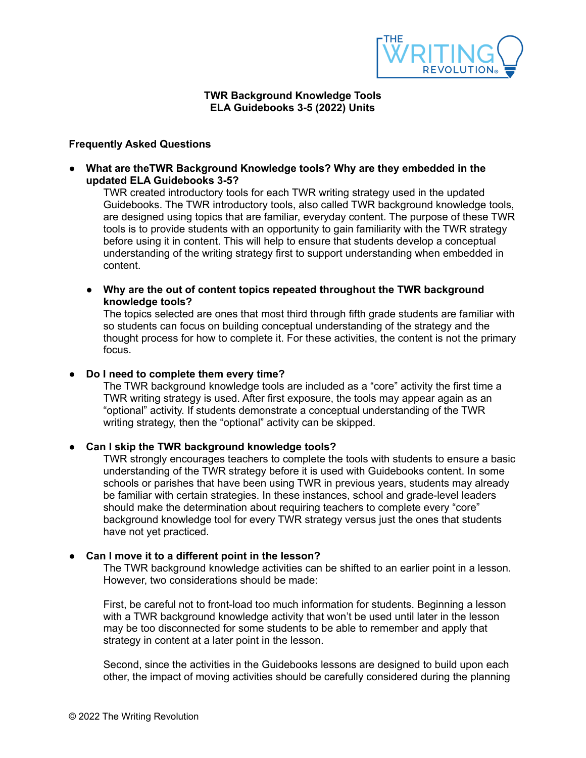**TWR Background Knowledge Tools**
**ELA Guidebooks 3-5 (2022) Units**

**Frequently Asked Questions**

- **What are theTWR Background Knowledge tools? Why are they embedded in the updated ELA Guidebooks 3-5?**
  TWR created introductory tools for each TWR writing strategy used in the updated Guidebooks. The TWR introductory tools, also called TWR background knowledge tools, are designed using topics that are familiar, everyday content. The purpose of these TWR tools is to provide students with an opportunity to gain familiarity with the TWR strategy before using it in content. This will help to ensure that students develop a conceptual understanding of the writing strategy first to support understanding when embedded in content.

  - **Why are the out of content topics repeated throughout the TWR background knowledge tools?**
    The topics selected are ones that most third through fifth grade students are familiar with so students can focus on building conceptual understanding of the strategy and the thought process for how to complete it. For these activities, the content is not the primary focus.

- **Do I need to complete them every time?**
  The TWR background knowledge tools are included as a "core" activity the first time a TWR writing strategy is used. After first exposure, the tools may appear again as an "optional" activity. If students demonstrate a conceptual understanding of the TWR writing strategy, then the "optional" activity can be skipped.

- **Can I skip the TWR background knowledge tools?**
  TWR strongly encourages teachers to complete the tools with students to ensure a basic understanding of the TWR strategy before it is used with Guidebooks content. In some schools or parishes that have been using TWR in previous years, students may already be familiar with certain strategies. In these instances, school and grade-level leaders should make the determination about requiring teachers to complete every "core" background knowledge tool for every TWR strategy versus just the ones that students have not yet practiced.

- **Can I move it to a different point in the lesson?**
  The TWR background knowledge activities can be shifted to an earlier point in a lesson. However, two considerations should be made:

  First, be careful not to front-load too much information for students. Beginning a lesson with a TWR background knowledge activity that won't be used until later in the lesson may be too disconnected for some students to be able to remember and apply that strategy in content at a later point in the lesson.

  Second, since the activities in the Guidebooks lessons are designed to build upon each other, the impact of moving activities should be carefully considered during the planning

© 2022 The Writing Revolution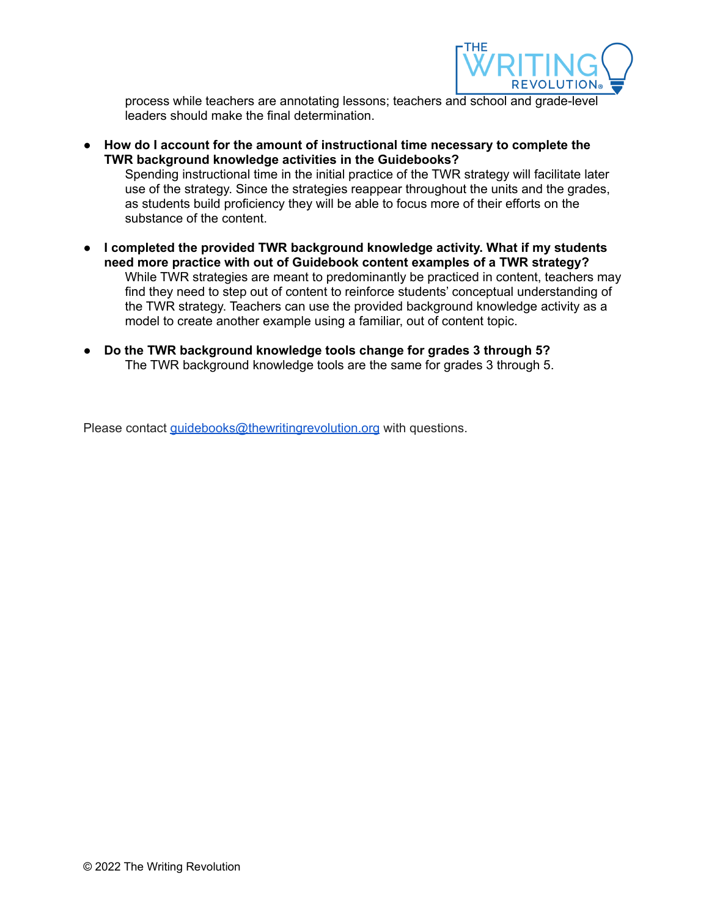process while teachers are annotating lessons; teachers and school and grade-level leaders should make the final determination.

- **How do I account for the amount of instructional time necessary to complete the TWR background knowledge activities in the Guidebooks?**
  Spending instructional time in the initial practice of the TWR strategy will facilitate later use of the strategy. Since the strategies reappear throughout the units and the grades, as students build proficiency they will be able to focus more of their efforts on the substance of the content.

- **I completed the provided TWR background knowledge activity. What if my students need more practice with out of Guidebook content examples of a TWR strategy?**
  While TWR strategies are meant to predominantly be practiced in content, teachers may find they need to step out of content to reinforce students' conceptual understanding of the TWR strategy. Teachers can use the provided background knowledge activity as a model to create another example using a familiar, out of content topic.

- **Do the TWR background knowledge tools change for grades 3 through 5?**
  The TWR background knowledge tools are the same for grades 3 through 5.

Please contact [guidebooks@thewritingrevolution.org](mailto:guidebooks@thewritingrevolution.org) with questions.

© 2022 The Writing Revolution